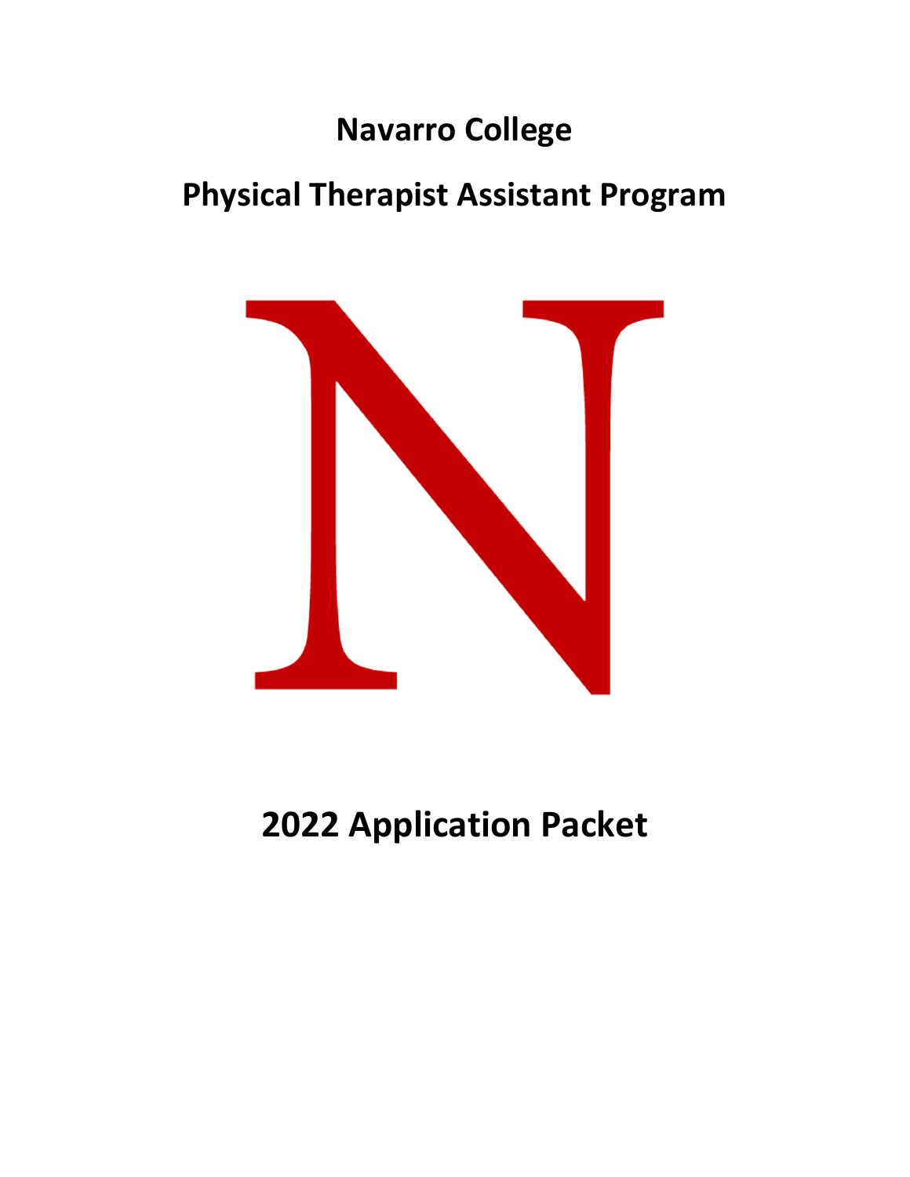# Navarro College

# Physical Therapist Assistant Program

# 2022 Application Packet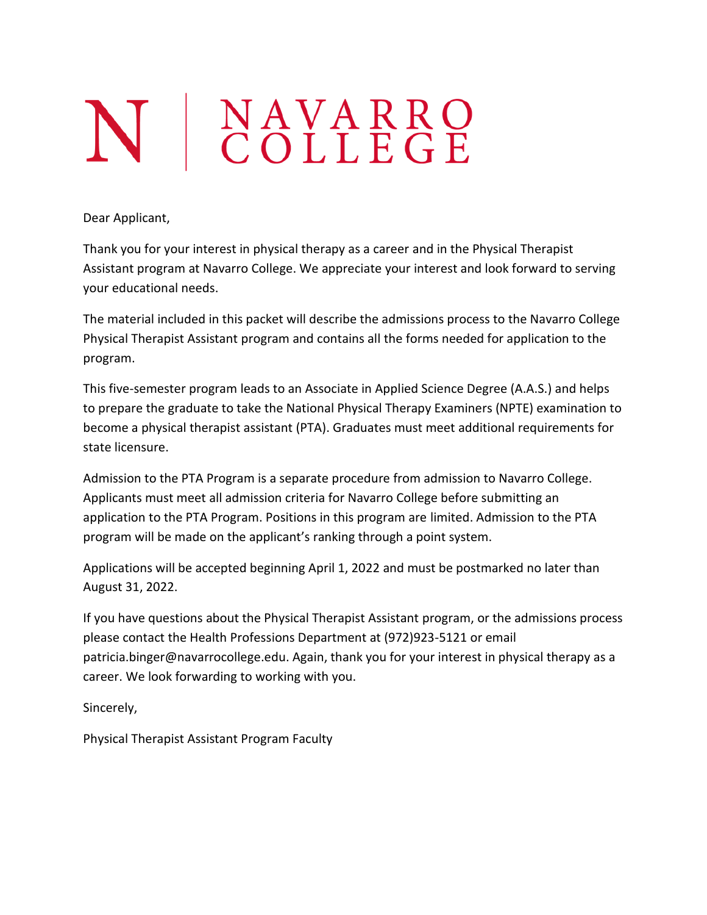# NAVARRO COLLEGE

Dear Applicant,

Thank you for your interest in physical therapy as a career and in the Physical Therapist Assistant program at Navarro College. We appreciate your interest and look forward to serving your educational needs.

The material included in this packet will describe the admissions process to the Navarro College Physical Therapist Assistant program and contains all the forms needed for application to the program.

This five-semester program leads to an Associate in Applied Science Degree (A.A.S.) and helps to prepare the graduate to take the National Physical Therapy Examiners (NPTE) examination to become a physical therapist assistant (PTA). Graduates must meet additional requirements for state licensure.

Admission to the PTA Program is a separate procedure from admission to Navarro College. Applicants must meet all admission criteria for Navarro College before submitting an application to the PTA Program. Positions in this program are limited. Admission to the PTA program will be made on the applicant's ranking through a point system.

Applications will be accepted beginning April 1, 2022 and must be postmarked no later than August 31, 2022.

If you have questions about the Physical Therapist Assistant program, or the admissions process please contact the Health Professions Department at (972)923-5121 or email patricia.binger@navarrocollege.edu. Again, thank you for your interest in physical therapy as a career. We look forwarding to working with you.

Sincerely,

Physical Therapist Assistant Program Faculty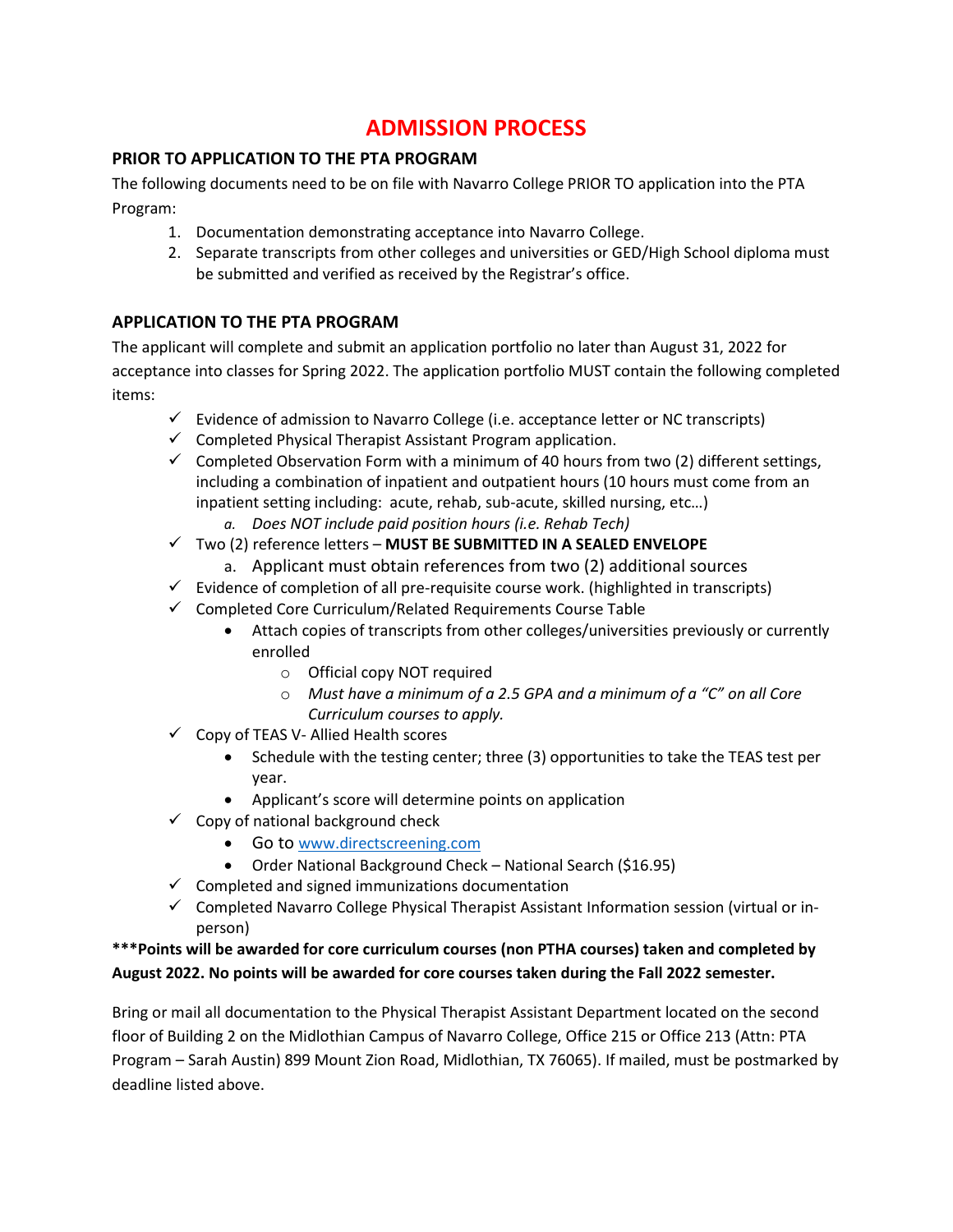# ADMISSION PROCESS

## PRIOR TO APPLICATION TO THE PTA PROGRAM

The following documents need to be on file with Navarro College PRIOR TO application into the PTA Program:

1. Documentation demonstrating acceptance into Navarro College.
2. Separate transcripts from other colleges and universities or GED/High School diploma must be submitted and verified as received by the Registrar's office.

## APPLICATION TO THE PTA PROGRAM

The applicant will complete and submit an application portfolio no later than August 31, 2022 for acceptance into classes for Spring 2022. The application portfolio MUST contain the following completed items:

- ✓ Evidence of admission to Navarro College (i.e. acceptance letter or NC transcripts)
- ✓ Completed Physical Therapist Assistant Program application.
- ✓ Completed Observation Form with a minimum of 40 hours from two (2) different settings, including a combination of inpatient and outpatient hours (10 hours must come from an inpatient setting including: acute, rehab, sub-acute, skilled nursing, etc…)
    - a. *Does NOT include paid position hours (i.e. Rehab Tech)*
- ✓ Two (2) reference letters – **MUST BE SUBMITTED IN A SEALED ENVELOPE**
    - a. Applicant must obtain references from two (2) additional sources
- ✓ Evidence of completion of all pre-requisite course work. (highlighted in transcripts)
- ✓ Completed Core Curriculum/Related Requirements Course Table
    - Attach copies of transcripts from other colleges/universities previously or currently enrolled
        - Official copy NOT required
        - *Must have a minimum of a 2.5 GPA and a minimum of a "C" on all Core Curriculum courses to apply.*
- ✓ Copy of TEAS V- Allied Health scores
    - Schedule with the testing center; three (3) opportunities to take the TEAS test per year.
    - Applicant's score will determine points on application
- ✓ Copy of national background check
    - Go to www.directscreening.com
    - Order National Background Check – National Search ($16.95)
- ✓ Completed and signed immunizations documentation
- ✓ Completed Navarro College Physical Therapist Assistant Information session (virtual or in-person)

**\*\*\*Points will be awarded for core curriculum courses (non PTHA courses) taken and completed by August 2022. No points will be awarded for core courses taken during the Fall 2022 semester.**

Bring or mail all documentation to the Physical Therapist Assistant Department located on the second floor of Building 2 on the Midlothian Campus of Navarro College, Office 215 or Office 213 (Attn: PTA Program – Sarah Austin) 899 Mount Zion Road, Midlothian, TX 76065). If mailed, must be postmarked by deadline listed above.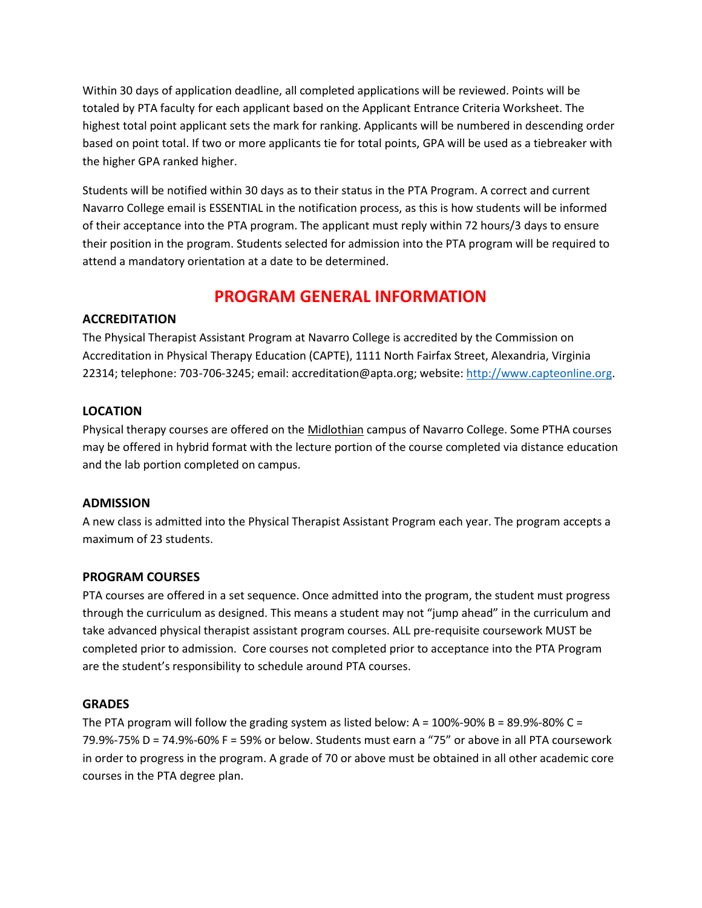Within 30 days of application deadline, all completed applications will be reviewed. Points will be totaled by PTA faculty for each applicant based on the Applicant Entrance Criteria Worksheet. The highest total point applicant sets the mark for ranking. Applicants will be numbered in descending order based on point total. If two or more applicants tie for total points, GPA will be used as a tiebreaker with the higher GPA ranked higher.

Students will be notified within 30 days as to their status in the PTA Program. A correct and current Navarro College email is ESSENTIAL in the notification process, as this is how students will be informed of their acceptance into the PTA program. The applicant must reply within 72 hours/3 days to ensure their position in the program. Students selected for admission into the PTA program will be required to attend a mandatory orientation at a date to be determined.

## PROGRAM GENERAL INFORMATION

### ACCREDITATION

The Physical Therapist Assistant Program at Navarro College is accredited by the Commission on Accreditation in Physical Therapy Education (CAPTE), 1111 North Fairfax Street, Alexandria, Virginia 22314; telephone: 703-706-3245; email: accreditation@apta.org; website: [http://www.capteonline.org](http://www.capteonline.org).

### LOCATION

Physical therapy courses are offered on the Midlothian campus of Navarro College. Some PTHA courses may be offered in hybrid format with the lecture portion of the course completed via distance education and the lab portion completed on campus.

### ADMISSION

A new class is admitted into the Physical Therapist Assistant Program each year. The program accepts a maximum of 23 students.

### PROGRAM COURSES

PTA courses are offered in a set sequence. Once admitted into the program, the student must progress through the curriculum as designed. This means a student may not "jump ahead" in the curriculum and take advanced physical therapist assistant program courses. ALL pre-requisite coursework MUST be completed prior to admission. Core courses not completed prior to acceptance into the PTA Program are the student's responsibility to schedule around PTA courses.

### GRADES

The PTA program will follow the grading system as listed below: A = 100%-90% B = 89.9%-80% C = 79.9%-75% D = 74.9%-60% F = 59% or below. Students must earn a "75" or above in all PTA coursework in order to progress in the program. A grade of 70 or above must be obtained in all other academic core courses in the PTA degree plan.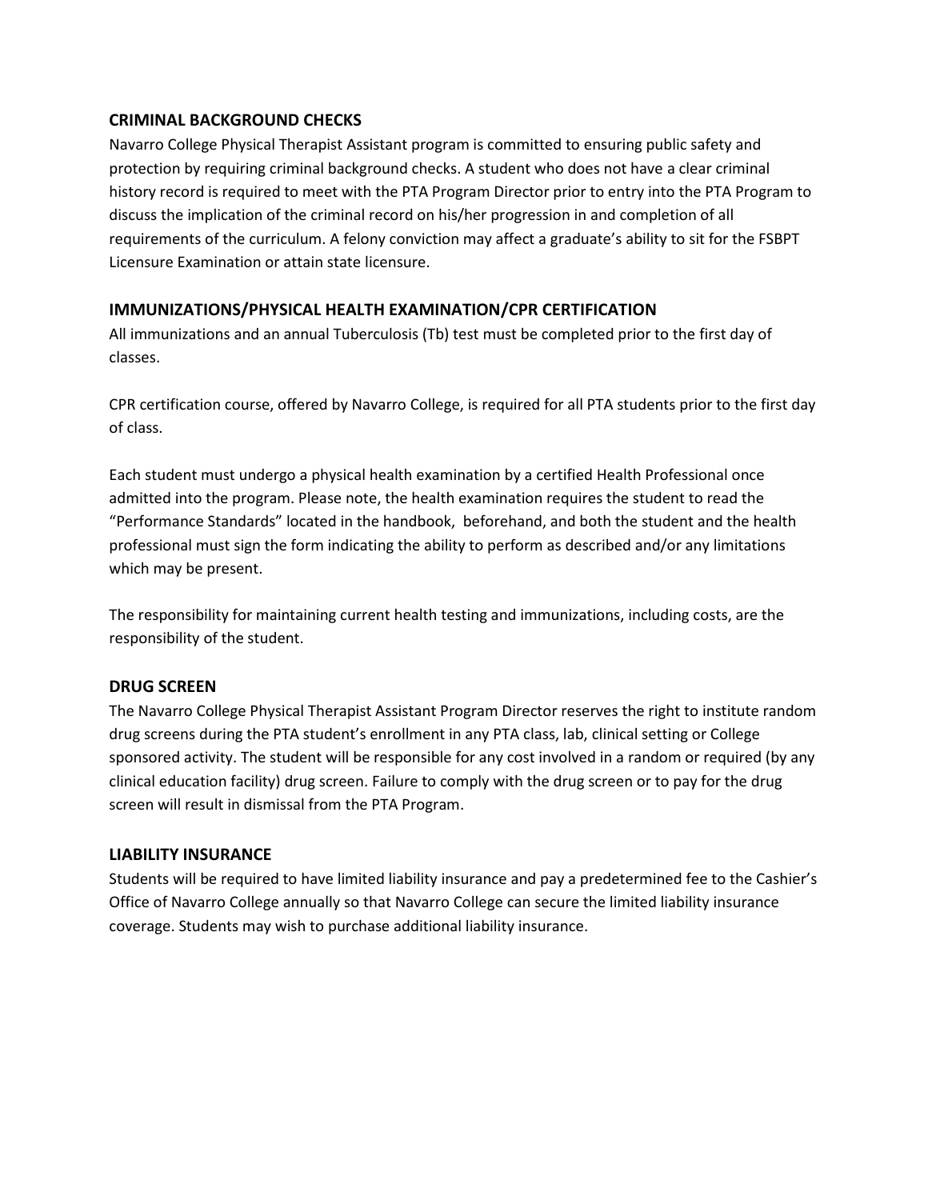## CRIMINAL BACKGROUND CHECKS

Navarro College Physical Therapist Assistant program is committed to ensuring public safety and protection by requiring criminal background checks. A student who does not have a clear criminal history record is required to meet with the PTA Program Director prior to entry into the PTA Program to discuss the implication of the criminal record on his/her progression in and completion of all requirements of the curriculum. A felony conviction may affect a graduate's ability to sit for the FSBPT Licensure Examination or attain state licensure.

## IMMUNIZATIONS/PHYSICAL HEALTH EXAMINATION/CPR CERTIFICATION

All immunizations and an annual Tuberculosis (Tb) test must be completed prior to the first day of classes.

CPR certification course, offered by Navarro College, is required for all PTA students prior to the first day of class.

Each student must undergo a physical health examination by a certified Health Professional once admitted into the program. Please note, the health examination requires the student to read the "Performance Standards" located in the handbook, beforehand, and both the student and the health professional must sign the form indicating the ability to perform as described and/or any limitations which may be present.

The responsibility for maintaining current health testing and immunizations, including costs, are the responsibility of the student.

## DRUG SCREEN

The Navarro College Physical Therapist Assistant Program Director reserves the right to institute random drug screens during the PTA student's enrollment in any PTA class, lab, clinical setting or College sponsored activity. The student will be responsible for any cost involved in a random or required (by any clinical education facility) drug screen. Failure to comply with the drug screen or to pay for the drug screen will result in dismissal from the PTA Program.

## LIABILITY INSURANCE

Students will be required to have limited liability insurance and pay a predetermined fee to the Cashier's Office of Navarro College annually so that Navarro College can secure the limited liability insurance coverage. Students may wish to purchase additional liability insurance.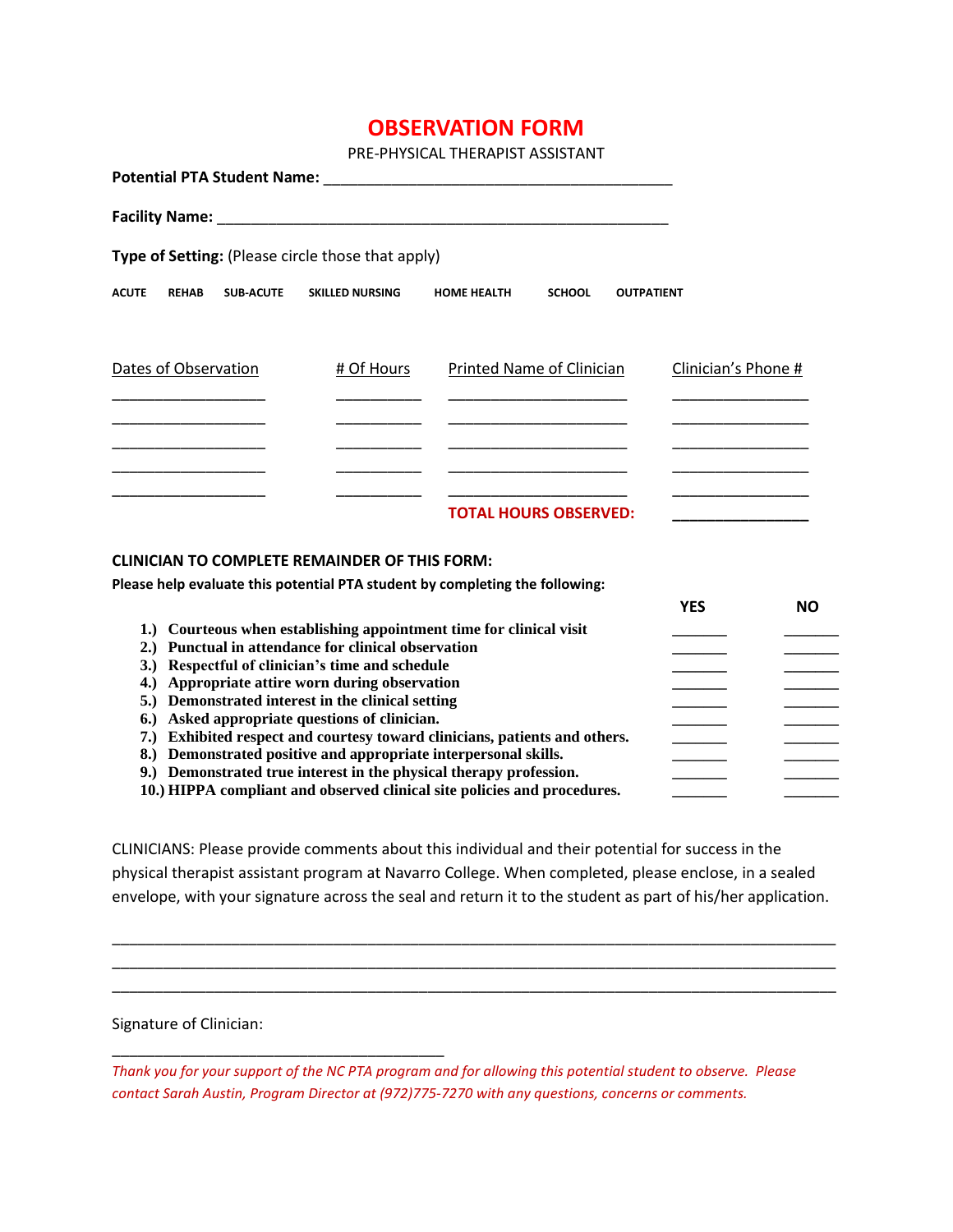# OBSERVATION FORM

PRE-PHYSICAL THERAPIST ASSISTANT

**Potential PTA Student Name:** ___________________________________________

**Facility Name:** ________________________________________________________

**Type of Setting:** (Please circle those that apply)

**ACUTE** **REHAB** **SUB-ACUTE** **SKILLED NURSING** **HOME HEALTH** **SCHOOL** **OUTPATIENT**

| Dates of Observation | # Of Hours | Printed Name of Clinician | Clinician's Phone # |
|---|---|---|---|
| ___________________ | __________ | ______________________ | _________________ |
| ___________________ | __________ | ______________________ | _________________ |
| ___________________ | __________ | ______________________ | _________________ |
| ___________________ | __________ | ______________________ | _________________ |
| ___________________ | __________ | ______________________ | _________________ |
| | | **TOTAL HOURS OBSERVED:** | _________________ |

**CLINICIAN TO COMPLETE REMAINDER OF THIS FORM:**

**Please help evaluate this potential PTA student by completing the following:**

| | YES | NO |
|---|---|---|
| **1.) Courteous when establishing appointment time for clinical visit** | _______ | _______ |
| **2.) Punctual in attendance for clinical observation** | _______ | _______ |
| **3.) Respectful of clinician's time and schedule** | _______ | _______ |
| **4.) Appropriate attire worn during observation** | _______ | _______ |
| **5.) Demonstrated interest in the clinical setting** | _______ | _______ |
| **6.) Asked appropriate questions of clinician.** | _______ | _______ |
| **7.) Exhibited respect and courtesy toward clinicians, patients and others.** | _______ | _______ |
| **8.) Demonstrated positive and appropriate interpersonal skills.** | _______ | _______ |
| **9.) Demonstrated true interest in the physical therapy profession.** | _______ | _______ |
| **10.) HIPPA compliant and observed clinical site policies and procedures.** | _______ | _______ |

CLINICIANS: Please provide comments about this individual and their potential for success in the physical therapist assistant program at Navarro College. When completed, please enclose, in a sealed envelope, with your signature across the seal and return it to the student as part of his/her application.

_____________________________________________________________________________________

_____________________________________________________________________________________

_____________________________________________________________________________________

Signature of Clinician:

_______________________________________

*Thank you for your support of the NC PTA program and for allowing this potential student to observe. Please contact Sarah Austin, Program Director at (972)775-7270 with any questions, concerns or comments.*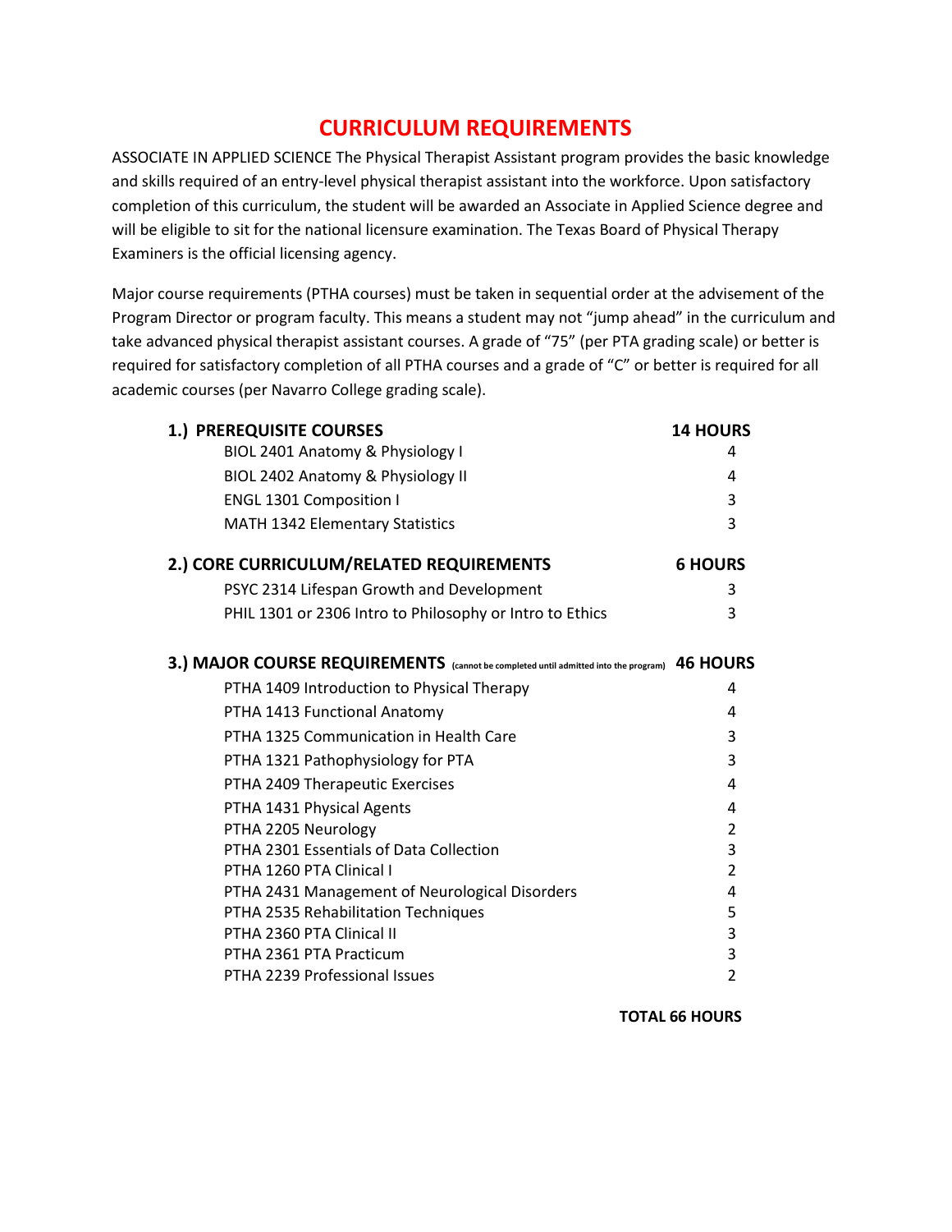# CURRICULUM REQUIREMENTS

ASSOCIATE IN APPLIED SCIENCE The Physical Therapist Assistant program provides the basic knowledge and skills required of an entry-level physical therapist assistant into the workforce. Upon satisfactory completion of this curriculum, the student will be awarded an Associate in Applied Science degree and will be eligible to sit for the national licensure examination. The Texas Board of Physical Therapy Examiners is the official licensing agency.

Major course requirements (PTHA courses) must be taken in sequential order at the advisement of the Program Director or program faculty. This means a student may not "jump ahead" in the curriculum and take advanced physical therapist assistant courses. A grade of "75" (per PTA grading scale) or better is required for satisfactory completion of all PTHA courses and a grade of "C" or better is required for all academic courses (per Navarro College grading scale).

| **1.) PREREQUISITE COURSES** | **14 HOURS** |
|---|---|
| BIOL 2401 Anatomy & Physiology I | 4 |
| BIOL 2402 Anatomy & Physiology II | 4 |
| ENGL 1301 Composition I | 3 |
| MATH 1342 Elementary Statistics | 3 |
| **2.) CORE CURRICULUM/RELATED REQUIREMENTS** | **6 HOURS** |
| PSYC 2314 Lifespan Growth and Development | 3 |
| PHIL 1301 or 2306 Intro to Philosophy or Intro to Ethics | 3 |
| **3.) MAJOR COURSE REQUIREMENTS** (cannot be completed until admitted into the program) | **46 HOURS** |
| PTHA 1409 Introduction to Physical Therapy | 4 |
| PTHA 1413 Functional Anatomy | 4 |
| PTHA 1325 Communication in Health Care | 3 |
| PTHA 1321 Pathophysiology for PTA | 3 |
| PTHA 2409 Therapeutic Exercises | 4 |
| PTHA 1431 Physical Agents | 4 |
| PTHA 2205 Neurology | 2 |
| PTHA 2301 Essentials of Data Collection | 3 |
| PTHA 1260 PTA Clinical I | 2 |
| PTHA 2431 Management of Neurological Disorders | 4 |
| PTHA 2535 Rehabilitation Techniques | 5 |
| PTHA 2360 PTA Clinical II | 3 |
| PTHA 2361 PTA Practicum | 3 |
| PTHA 2239 Professional Issues | 2 |

**TOTAL 66 HOURS**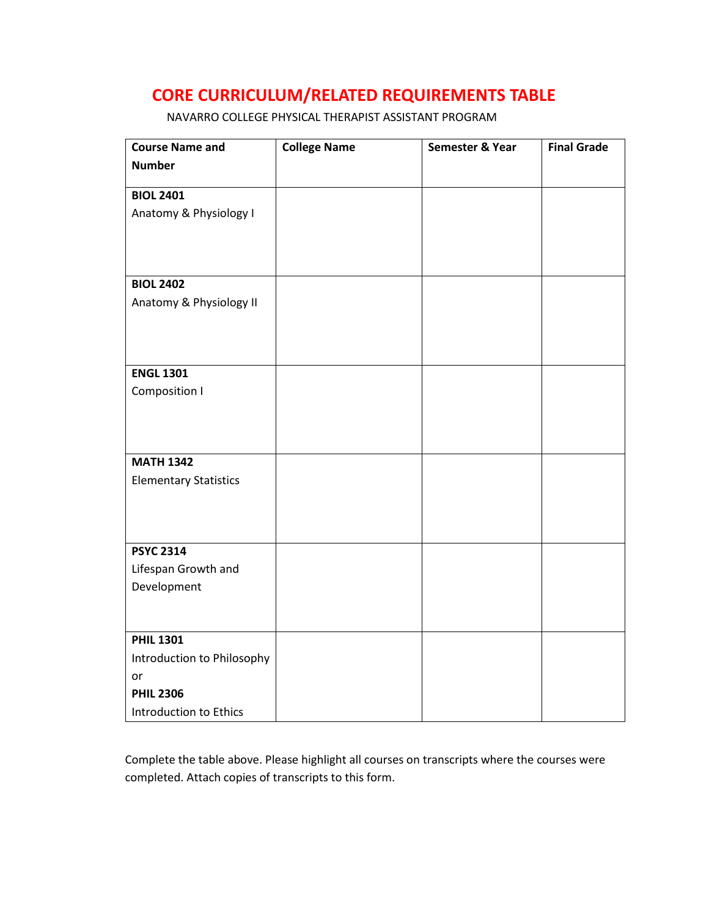# CORE CURRICULUM/RELATED REQUIREMENTS TABLE

NAVARRO COLLEGE PHYSICAL THERAPIST ASSISTANT PROGRAM

| Course Name and Number | College Name | Semester & Year | Final Grade |
|---|---|---|---|
| **BIOL 2401** Anatomy & Physiology I | | | |
| **BIOL 2402** Anatomy & Physiology II | | | |
| **ENGL 1301** Composition I | | | |
| **MATH 1342** Elementary Statistics | | | |
| **PSYC 2314** Lifespan Growth and Development | | | |
| **PHIL 1301** Introduction to Philosophy or **PHIL 2306** Introduction to Ethics | | | |

Complete the table above. Please highlight all courses on transcripts where the courses were completed. Attach copies of transcripts to this form.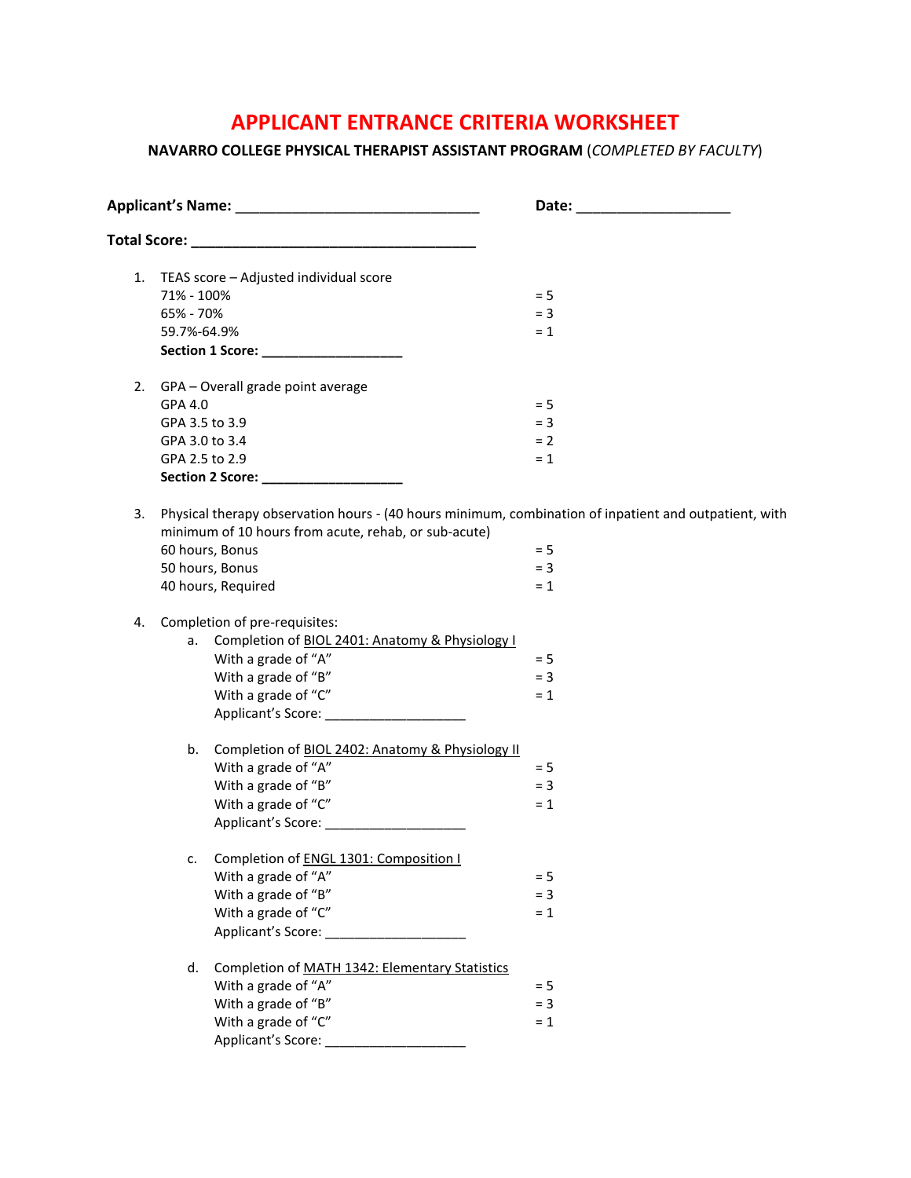# APPLICANT ENTRANCE CRITERIA WORKSHEET

**NAVARRO COLLEGE PHYSICAL THERAPIST ASSISTANT PROGRAM** (*COMPLETED BY FACULTY*)

**Applicant's Name:** ______________________________ **Date:** ___________________

**Total Score:** ___________________________________

1. TEAS score – Adjusted individual score
   71% - 100% = 5
   65% - 70% = 3
   59.7%-64.9% = 1
   **Section 1 Score:** __________________

2. GPA – Overall grade point average
   GPA 4.0 = 5
   GPA 3.5 to 3.9 = 3
   GPA 3.0 to 3.4 = 2
   GPA 2.5 to 2.9 = 1
   **Section 2 Score:** __________________

3. Physical therapy observation hours - (40 hours minimum, combination of inpatient and outpatient, with minimum of 10 hours from acute, rehab, or sub-acute)
   60 hours, Bonus = 5
   50 hours, Bonus = 3
   40 hours, Required = 1

4. Completion of pre-requisites:
   a. Completion of <u>BIOL 2401: Anatomy & Physiology I</u>
      With a grade of "A" = 5
      With a grade of "B" = 3
      With a grade of "C" = 1
      Applicant's Score: __________________

   b. Completion of <u>BIOL 2402: Anatomy & Physiology II</u>
      With a grade of "A" = 5
      With a grade of "B" = 3
      With a grade of "C" = 1
      Applicant's Score: __________________

   c. Completion of <u>ENGL 1301: Composition I</u>
      With a grade of "A" = 5
      With a grade of "B" = 3
      With a grade of "C" = 1
      Applicant's Score: __________________

   d. Completion of <u>MATH 1342: Elementary Statistics</u>
      With a grade of "A" = 5
      With a grade of "B" = 3
      With a grade of "C" = 1
      Applicant's Score: __________________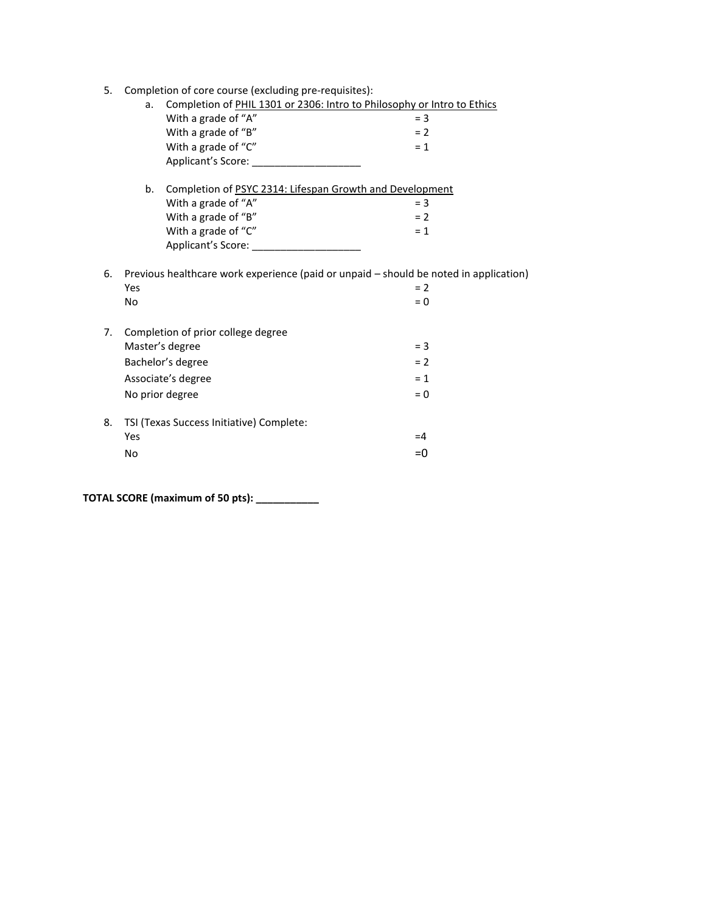5. Completion of core course (excluding pre-requisites):
   a. Completion of <u>PHIL 1301 or 2306: Intro to Philosophy or Intro to Ethics</u>
      With a grade of "A" = 3
      With a grade of "B" = 2
      With a grade of "C" = 1
      Applicant's Score: ___________________

   b. Completion of <u>PSYC 2314: Lifespan Growth and Development</u>
      With a grade of "A" = 3
      With a grade of "B" = 2
      With a grade of "C" = 1
      Applicant's Score: ___________________

6. Previous healthcare work experience (paid or unpaid – should be noted in application)
   Yes = 2
   No = 0

7. Completion of prior college degree
   Master's degree = 3
   Bachelor's degree = 2
   Associate's degree = 1
   No prior degree = 0

8. TSI (Texas Success Initiative) Complete:
   Yes =4
   No =0

**TOTAL SCORE (maximum of 50 pts): ___________**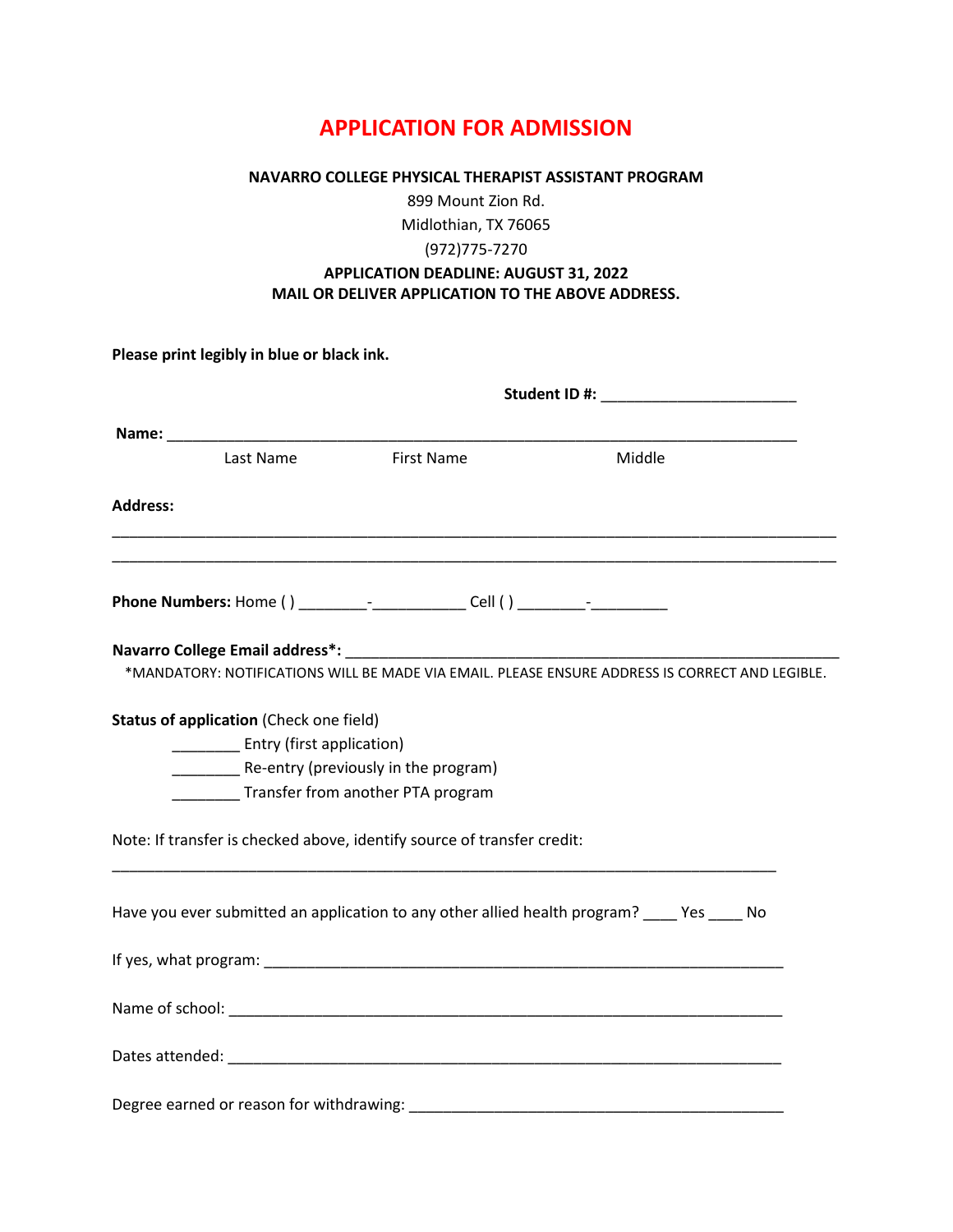# APPLICATION FOR ADMISSION

**NAVARRO COLLEGE PHYSICAL THERAPIST ASSISTANT PROGRAM**

899 Mount Zion Rd.

Midlothian, TX 76065

(972)775-7270

**APPLICATION DEADLINE: AUGUST 31, 2022**

**MAIL OR DELIVER APPLICATION TO THE ABOVE ADDRESS.**

**Please print legibly in blue or black ink.**

**Student ID #:** _______________________

**Name:** ___________________________________________________________________________

Last Name First Name Middle

**Address:**

_____________________________________________________________________________________

_____________________________________________________________________________________

**Phone Numbers:** Home ( ) ________-___________ Cell ( ) ________-_________

**Navarro College Email address*:** ___________________________________________________________

*MANDATORY: NOTIFICATIONS WILL BE MADE VIA EMAIL. PLEASE ENSURE ADDRESS IS CORRECT AND LEGIBLE.

**Status of application** (Check one field)

________ Entry (first application)

________ Re-entry (previously in the program)

________ Transfer from another PTA program

Note: If transfer is checked above, identify source of transfer credit:

_____________________________________________________________________________

Have you ever submitted an application to any other allied health program? ____ Yes ____ No

If yes, what program: _______________________________________________________________

Name of school: ___________________________________________________________________

Dates attended: ___________________________________________________________________

Degree earned or reason for withdrawing: _____________________________________________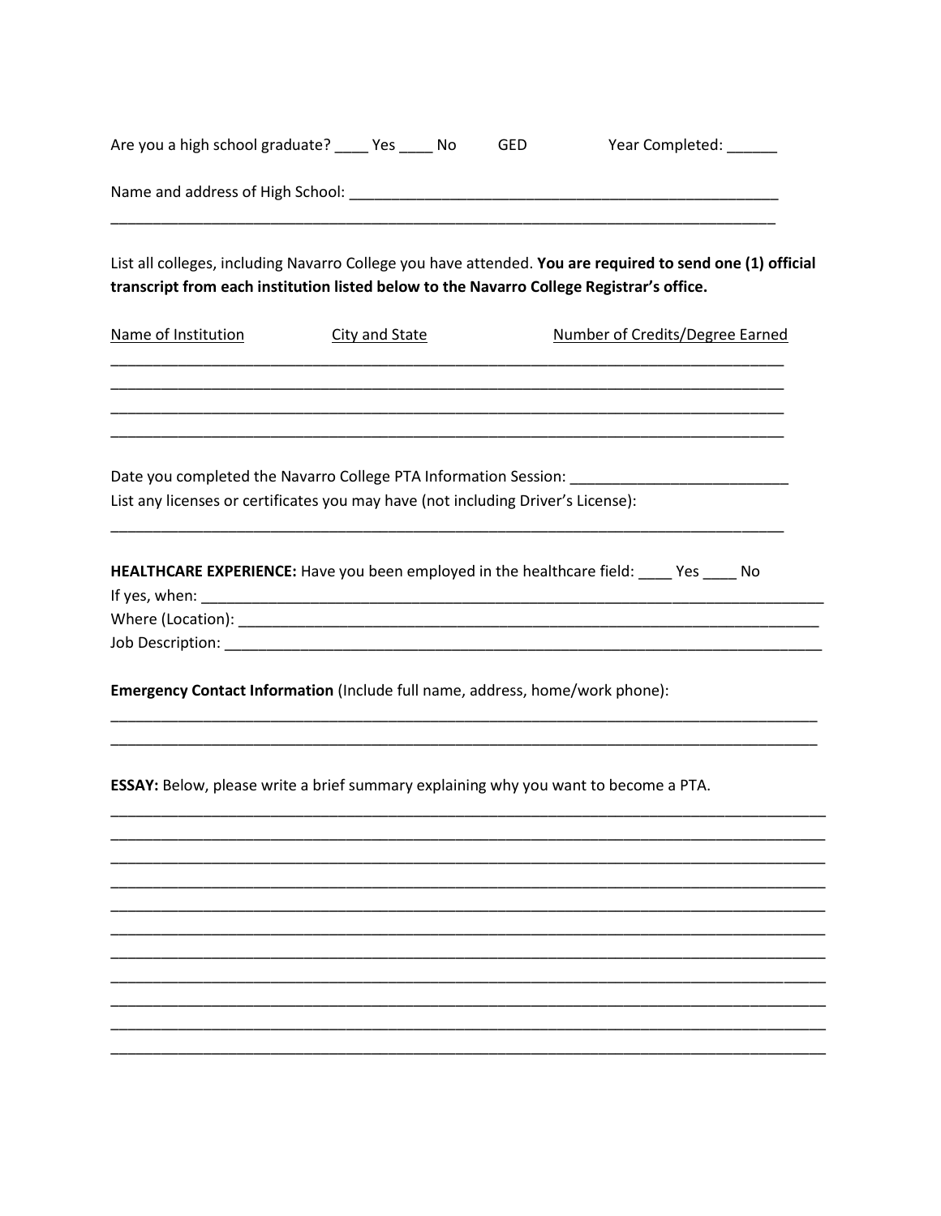Are you a high school graduate? ____ Yes ____ No GED Year Completed: ______

Name and address of High School: ____________________________________________________

______________________________________________________________________________

List all colleges, including Navarro College you have attended. **You are required to send one (1) official transcript from each institution listed below to the Navarro College Registrar's office.**

| Name of Institution | City and State | Number of Credits/Degree Earned |
| --- | --- | --- |
| | | |
| | | |
| | | |
| | | |

Date you completed the Navarro College PTA Information Session: __________________________

List any licenses or certificates you may have (not including Driver's License):

______________________________________________________________________________

**HEALTHCARE EXPERIENCE:** Have you been employed in the healthcare field: ____ Yes ____ No

If yes, when: ___________________________________________________________________

Where (Location): _______________________________________________________________

Job Description: ________________________________________________________________

**Emergency Contact Information** (Include full name, address, home/work phone):

______________________________________________________________________________

______________________________________________________________________________

**ESSAY:** Below, please write a brief summary explaining why you want to become a PTA.

______________________________________________________________________________

______________________________________________________________________________

______________________________________________________________________________

______________________________________________________________________________

______________________________________________________________________________

______________________________________________________________________________

______________________________________________________________________________

______________________________________________________________________________

______________________________________________________________________________

______________________________________________________________________________

______________________________________________________________________________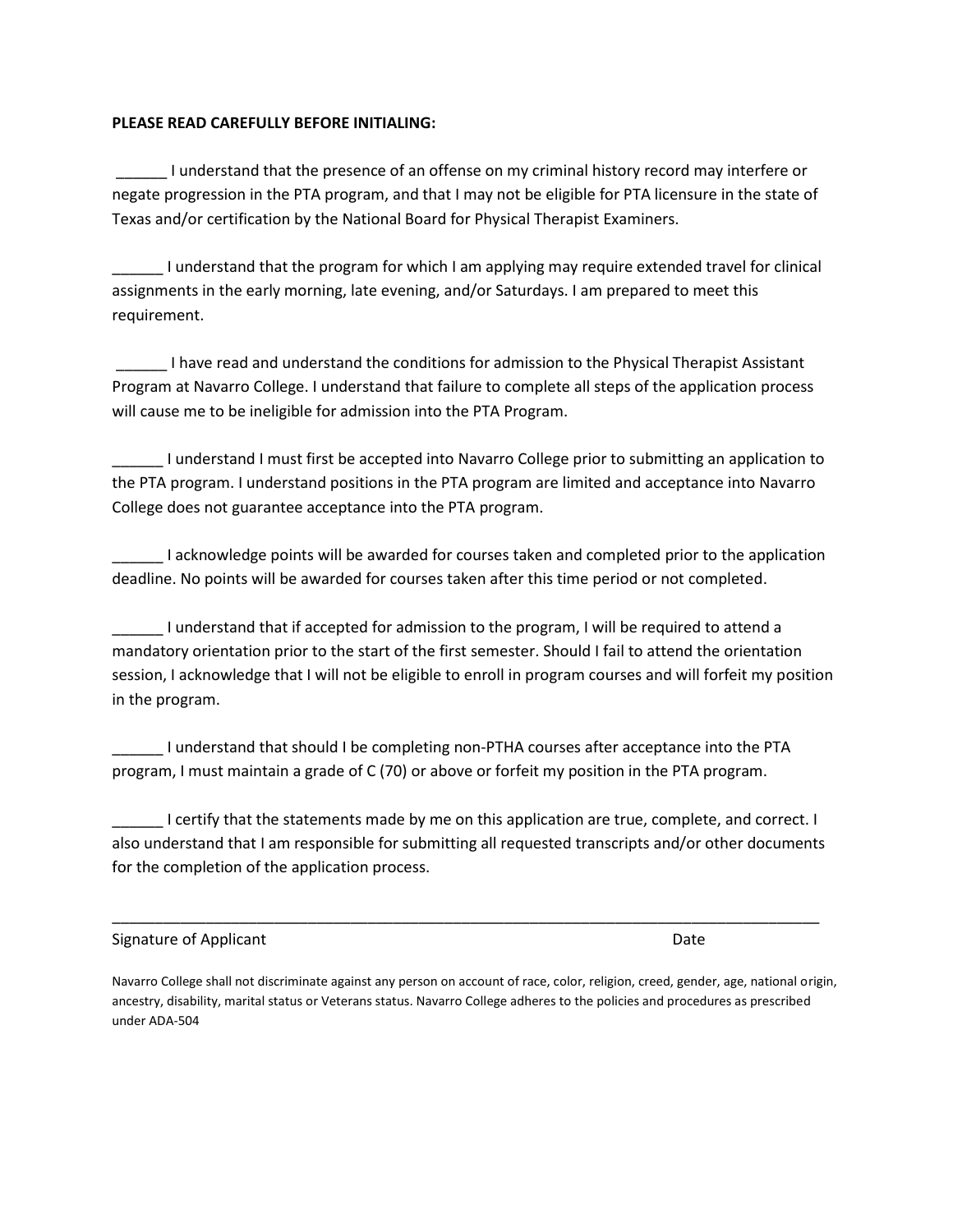**PLEASE READ CAREFULLY BEFORE INITIALING:**

______ I understand that the presence of an offense on my criminal history record may interfere or negate progression in the PTA program, and that I may not be eligible for PTA licensure in the state of Texas and/or certification by the National Board for Physical Therapist Examiners.

______ I understand that the program for which I am applying may require extended travel for clinical assignments in the early morning, late evening, and/or Saturdays. I am prepared to meet this requirement.

______ I have read and understand the conditions for admission to the Physical Therapist Assistant Program at Navarro College. I understand that failure to complete all steps of the application process will cause me to be ineligible for admission into the PTA Program.

______ I understand I must first be accepted into Navarro College prior to submitting an application to the PTA program. I understand positions in the PTA program are limited and acceptance into Navarro College does not guarantee acceptance into the PTA program.

______ I acknowledge points will be awarded for courses taken and completed prior to the application deadline. No points will be awarded for courses taken after this time period or not completed.

______ I understand that if accepted for admission to the program, I will be required to attend a mandatory orientation prior to the start of the first semester. Should I fail to attend the orientation session, I acknowledge that I will not be eligible to enroll in program courses and will forfeit my position in the program.

______ I understand that should I be completing non-PTHA courses after acceptance into the PTA program, I must maintain a grade of C (70) or above or forfeit my position in the PTA program.

______ I certify that the statements made by me on this application are true, complete, and correct. I also understand that I am responsible for submitting all requested transcripts and/or other documents for the completion of the application process.

_____________________________________________________________________________________

Signature of Applicant Date

Navarro College shall not discriminate against any person on account of race, color, religion, creed, gender, age, national origin, ancestry, disability, marital status or Veterans status. Navarro College adheres to the policies and procedures as prescribed under ADA-504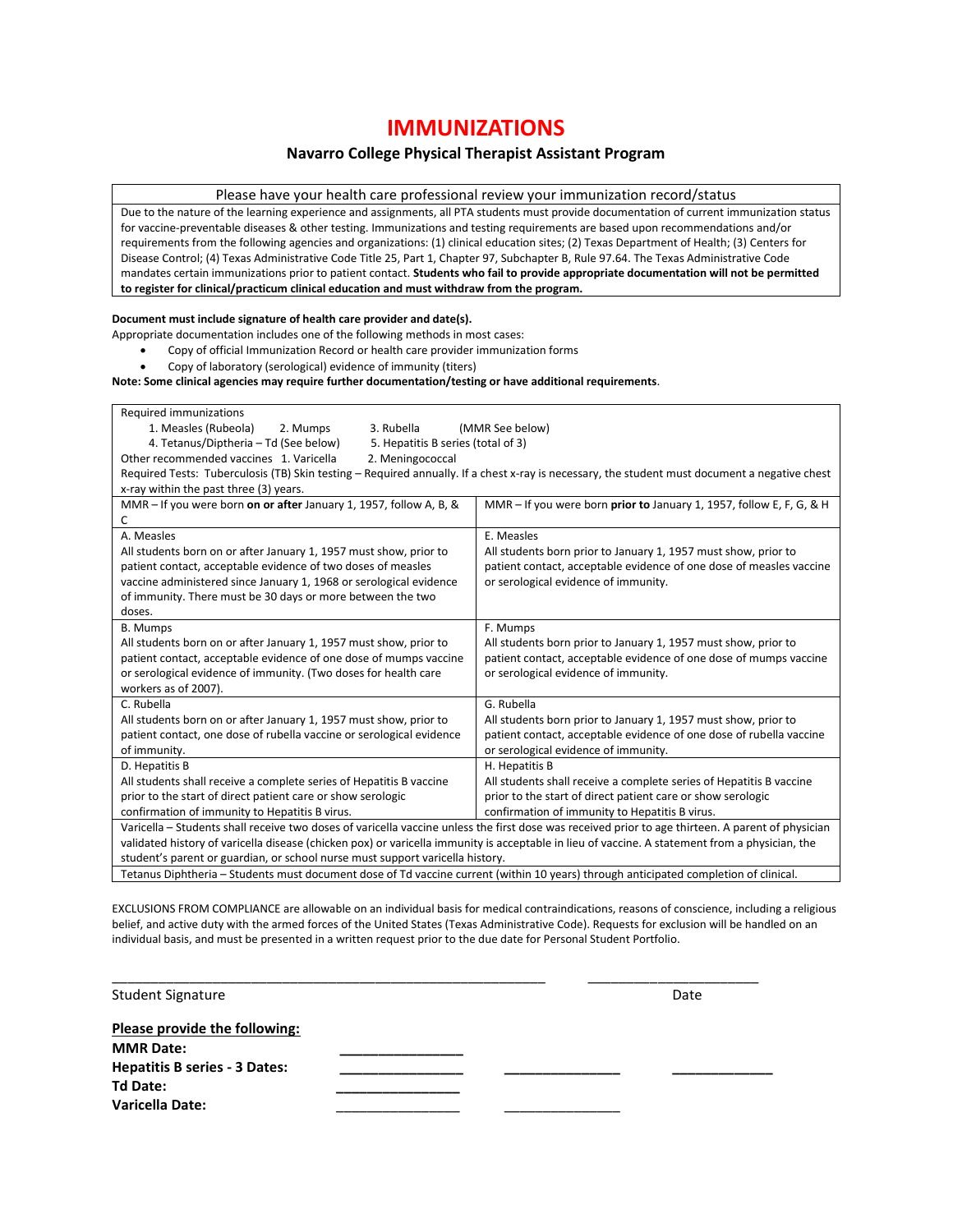# IMMUNIZATIONS

## Navarro College Physical Therapist Assistant Program

| Please have your health care professional review your immunization record/status |
|---|
| Due to the nature of the learning experience and assignments, all PTA students must provide documentation of current immunization status for vaccine-preventable diseases & other testing. Immunizations and testing requirements are based upon recommendations and/or requirements from the following agencies and organizations: (1) clinical education sites; (2) Texas Department of Health; (3) Centers for Disease Control; (4) Texas Administrative Code Title 25, Part 1, Chapter 97, Subchapter B, Rule 97.64. The Texas Administrative Code mandates certain immunizations prior to patient contact. **Students who fail to provide appropriate documentation will not be permitted to register for clinical/practicum clinical education and must withdraw from the program.** |

**Document must include signature of health care provider and date(s).**

Appropriate documentation includes one of the following methods in most cases:

- Copy of official Immunization Record or health care provider immunization forms
- Copy of laboratory (serological) evidence of immunity (titers)

**Note: Some clinical agencies may require further documentation/testing or have additional requirements**.

| | |
|---|---|
| Required immunizations<br>1. Measles (Rubeola) 2. Mumps 3. Rubella (MMR See below)<br>4. Tetanus/Diptheria – Td (See below) 5. Hepatitis B series (total of 3)<br>Other recommended vaccines 1. Varicella 2. Meningococcal<br>Required Tests: Tuberculosis (TB) Skin testing – Required annually. If a chest x-ray is necessary, the student must document a negative chest x-ray within the past three (3) years. | |
| MMR – If you were born **on or after** January 1, 1957, follow A, B, & C | MMR – If you were born **prior to** January 1, 1957, follow E, F, G, & H |
| A. Measles<br>All students born on or after January 1, 1957 must show, prior to patient contact, acceptable evidence of two doses of measles vaccine administered since January 1, 1968 or serological evidence of immunity. There must be 30 days or more between the two doses. | E. Measles<br>All students born prior to January 1, 1957 must show, prior to patient contact, acceptable evidence of one dose of measles vaccine or serological evidence of immunity. |
| B. Mumps<br>All students born on or after January 1, 1957 must show, prior to patient contact, acceptable evidence of one dose of mumps vaccine or serological evidence of immunity. (Two doses for health care workers as of 2007). | F. Mumps<br>All students born prior to January 1, 1957 must show, prior to patient contact, acceptable evidence of one dose of mumps vaccine or serological evidence of immunity. |
| C. Rubella<br>All students born on or after January 1, 1957 must show, prior to patient contact, one dose of rubella vaccine or serological evidence of immunity. | G. Rubella<br>All students born prior to January 1, 1957 must show, prior to patient contact, acceptable evidence of one dose of rubella vaccine or serological evidence of immunity. |
| D. Hepatitis B<br>All students shall receive a complete series of Hepatitis B vaccine prior to the start of direct patient care or show serologic confirmation of immunity to Hepatitis B virus. | H. Hepatitis B<br>All students shall receive a complete series of Hepatitis B vaccine prior to the start of direct patient care or show serologic confirmation of immunity to Hepatitis B virus. |
| Varicella – Students shall receive two doses of varicella vaccine unless the first dose was received prior to age thirteen. A parent of physician validated history of varicella disease (chicken pox) or varicella immunity is acceptable in lieu of vaccine. A statement from a physician, the student's parent or guardian, or school nurse must support varicella history. | |
| Tetanus Diphtheria – Students must document dose of Td vaccine current (within 10 years) through anticipated completion of clinical. | |

EXCLUSIONS FROM COMPLIANCE are allowable on an individual basis for medical contraindications, reasons of conscience, including a religious belief, and active duty with the armed forces of the United States (Texas Administrative Code). Requests for exclusion will be handled on an individual basis, and must be presented in a written request prior to the due date for Personal Student Portfolio.

_______________________________________________ ______________________

Student Signature Date

**Please provide the following:**

**MMR Date:** ________________

**Hepatitis B series - 3 Dates:** ________________ ________________ ______________

**Td Date:** ________________

**Varicella Date:** ________________ ________________